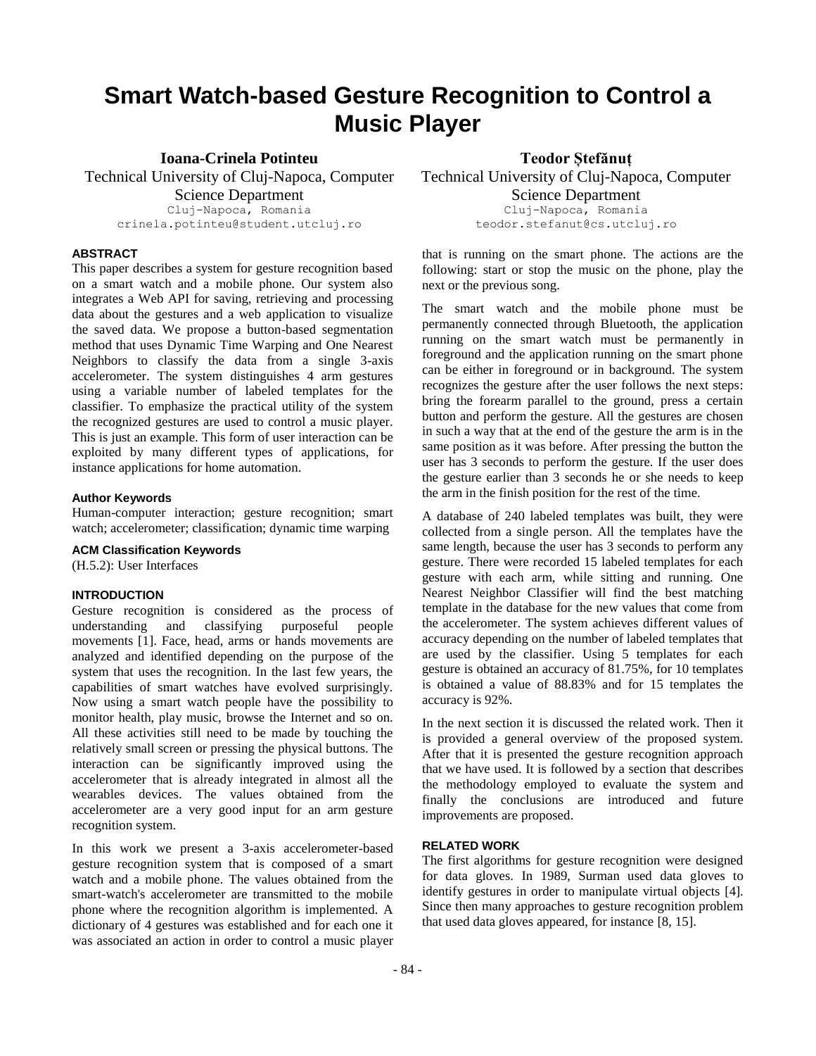# Smart Watch-based Gesture Recognition to Control a Music Player

**Ioana-Crinela Potinteu**
Technical University of Cluj-Napoca, Computer Science Department
Cluj-Napoca, Romania
crinela.potinteu@student.utcluj.ro

**Teodor Ștefănuț**
Technical University of Cluj-Napoca, Computer Science Department
Cluj-Napoca, Romania
teodor.stefanut@cs.utcluj.ro

### ABSTRACT

This paper describes a system for gesture recognition based on a smart watch and a mobile phone. Our system also integrates a Web API for saving, retrieving and processing data about the gestures and a web application to visualize the saved data. We propose a button-based segmentation method that uses Dynamic Time Warping and One Nearest Neighbors to classify the data from a single 3-axis accelerometer. The system distinguishes 4 arm gestures using a variable number of labeled templates for the classifier. To emphasize the practical utility of the system the recognized gestures are used to control a music player. This is just an example. This form of user interaction can be exploited by many different types of applications, for instance applications for home automation.

### Author Keywords

Human-computer interaction; gesture recognition; smart watch; accelerometer; classification; dynamic time warping

### ACM Classification Keywords

(H.5.2): User Interfaces

### INTRODUCTION

Gesture recognition is considered as the process of understanding and classifying purposeful people movements [1]. Face, head, arms or hands movements are analyzed and identified depending on the purpose of the system that uses the recognition. In the last few years, the capabilities of smart watches have evolved surprisingly. Now using a smart watch people have the possibility to monitor health, play music, browse the Internet and so on. All these activities still need to be made by touching the relatively small screen or pressing the physical buttons. The interaction can be significantly improved using the accelerometer that is already integrated in almost all the wearables devices. The values obtained from the accelerometer are a very good input for an arm gesture recognition system.

In this work we present a 3-axis accelerometer-based gesture recognition system that is composed of a smart watch and a mobile phone. The values obtained from the smart-watch's accelerometer are transmitted to the mobile phone where the recognition algorithm is implemented. A dictionary of 4 gestures was established and for each one it was associated an action in order to control a music player that is running on the smart phone. The actions are the following: start or stop the music on the phone, play the next or the previous song.

The smart watch and the mobile phone must be permanently connected through Bluetooth, the application running on the smart watch must be permanently in foreground and the application running on the smart phone can be either in foreground or in background. The system recognizes the gesture after the user follows the next steps: bring the forearm parallel to the ground, press a certain button and perform the gesture. All the gestures are chosen in such a way that at the end of the gesture the arm is in the same position as it was before. After pressing the button the user has 3 seconds to perform the gesture. If the user does the gesture earlier than 3 seconds he or she needs to keep the arm in the finish position for the rest of the time.

A database of 240 labeled templates was built, they were collected from a single person. All the templates have the same length, because the user has 3 seconds to perform any gesture. There were recorded 15 labeled templates for each gesture with each arm, while sitting and running. One Nearest Neighbor Classifier will find the best matching template in the database for the new values that come from the accelerometer. The system achieves different values of accuracy depending on the number of labeled templates that are used by the classifier. Using 5 templates for each gesture is obtained an accuracy of 81.75%, for 10 templates is obtained a value of 88.83% and for 15 templates the accuracy is 92%.

In the next section it is discussed the related work. Then it is provided a general overview of the proposed system. After that it is presented the gesture recognition approach that we have used. It is followed by a section that describes the methodology employed to evaluate the system and finally the conclusions are introduced and future improvements are proposed.

### RELATED WORK

The first algorithms for gesture recognition were designed for data gloves. In 1989, Surman used data gloves to identify gestures in order to manipulate virtual objects [4]. Since then many approaches to gesture recognition problem that used data gloves appeared, for instance [8, 15].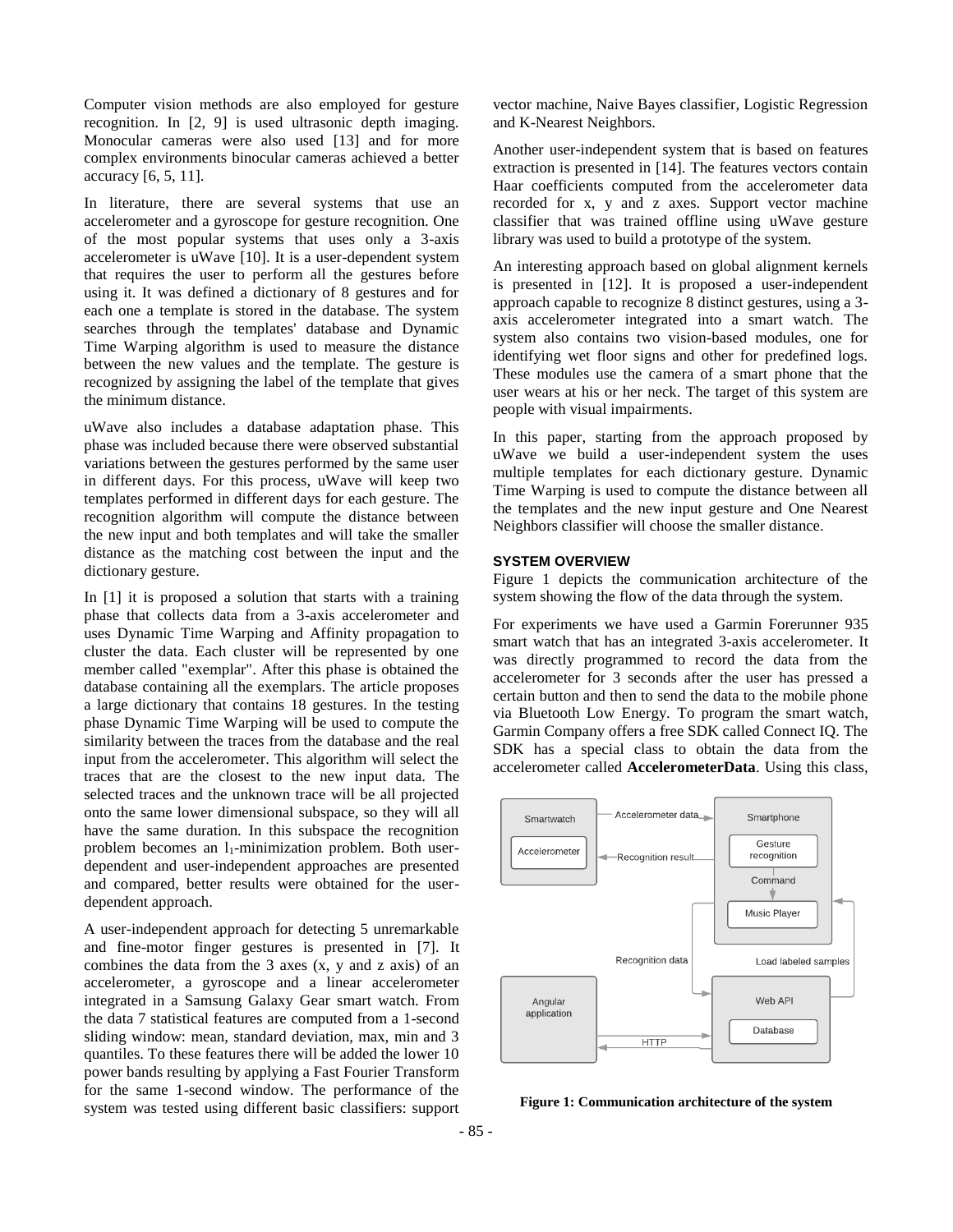Computer vision methods are also employed for gesture recognition. In [2, 9] is used ultrasonic depth imaging. Monocular cameras were also used [13] and for more complex environments binocular cameras achieved a better accuracy [6, 5, 11].

In literature, there are several systems that use an accelerometer and a gyroscope for gesture recognition. One of the most popular systems that uses only a 3-axis accelerometer is uWave [10]. It is a user-dependent system that requires the user to perform all the gestures before using it. It was defined a dictionary of 8 gestures and for each one a template is stored in the database. The system searches through the templates' database and Dynamic Time Warping algorithm is used to measure the distance between the new values and the template. The gesture is recognized by assigning the label of the template that gives the minimum distance.

uWave also includes a database adaptation phase. This phase was included because there were observed substantial variations between the gestures performed by the same user in different days. For this process, uWave will keep two templates performed in different days for each gesture. The recognition algorithm will compute the distance between the new input and both templates and will take the smaller distance as the matching cost between the input and the dictionary gesture.

In [1] it is proposed a solution that starts with a training phase that collects data from a 3-axis accelerometer and uses Dynamic Time Warping and Affinity propagation to cluster the data. Each cluster will be represented by one member called "exemplar". After this phase is obtained the database containing all the exemplars. The article proposes a large dictionary that contains 18 gestures. In the testing phase Dynamic Time Warping will be used to compute the similarity between the traces from the database and the real input from the accelerometer. This algorithm will select the traces that are the closest to the new input data. The selected traces and the unknown trace will be all projected onto the same lower dimensional subspace, so they will all have the same duration. In this subspace the recognition problem becomes an $l_1$-minimization problem. Both user-dependent and user-independent approaches are presented and compared, better results were obtained for the user-dependent approach.

A user-independent approach for detecting 5 unremarkable and fine-motor finger gestures is presented in [7]. It combines the data from the 3 axes (x, y and z axis) of an accelerometer, a gyroscope and a linear accelerometer integrated in a Samsung Galaxy Gear smart watch. From the data 7 statistical features are computed from a 1-second sliding window: mean, standard deviation, max, min and 3 quantiles. To these features there will be added the lower 10 power bands resulting by applying a Fast Fourier Transform for the same 1-second window. The performance of the system was tested using different basic classifiers: support vector machine, Naive Bayes classifier, Logistic Regression and K-Nearest Neighbors.

Another user-independent system that is based on features extraction is presented in [14]. The features vectors contain Haar coefficients computed from the accelerometer data recorded for x, y and z axes. Support vector machine classifier that was trained offline using uWave gesture library was used to build a prototype of the system.

An interesting approach based on global alignment kernels is presented in [12]. It is proposed a user-independent approach capable to recognize 8 distinct gestures, using a 3-axis accelerometer integrated into a smart watch. The system also contains two vision-based modules, one for identifying wet floor signs and other for predefined logs. These modules use the camera of a smart phone that the user wears at his or her neck. The target of this system are people with visual impairments.

In this paper, starting from the approach proposed by uWave we build a user-independent system the uses multiple templates for each dictionary gesture. Dynamic Time Warping is used to compute the distance between all the templates and the new input gesture and One Nearest Neighbors classifier will choose the smaller distance.

## SYSTEM OVERVIEW

Figure 1 depicts the communication architecture of the system showing the flow of the data through the system.

For experiments we have used a Garmin Forerunner 935 smart watch that has an integrated 3-axis accelerometer. It was directly programmed to record the data from the accelerometer for 3 seconds after the user has pressed a certain button and then to send the data to the mobile phone via Bluetooth Low Energy. To program the smart watch, Garmin Company offers a free SDK called Connect IQ. The SDK has a special class to obtain the data from the accelerometer called **AccelerometerData**. Using this class,

**Figure 1: Communication architecture of the system**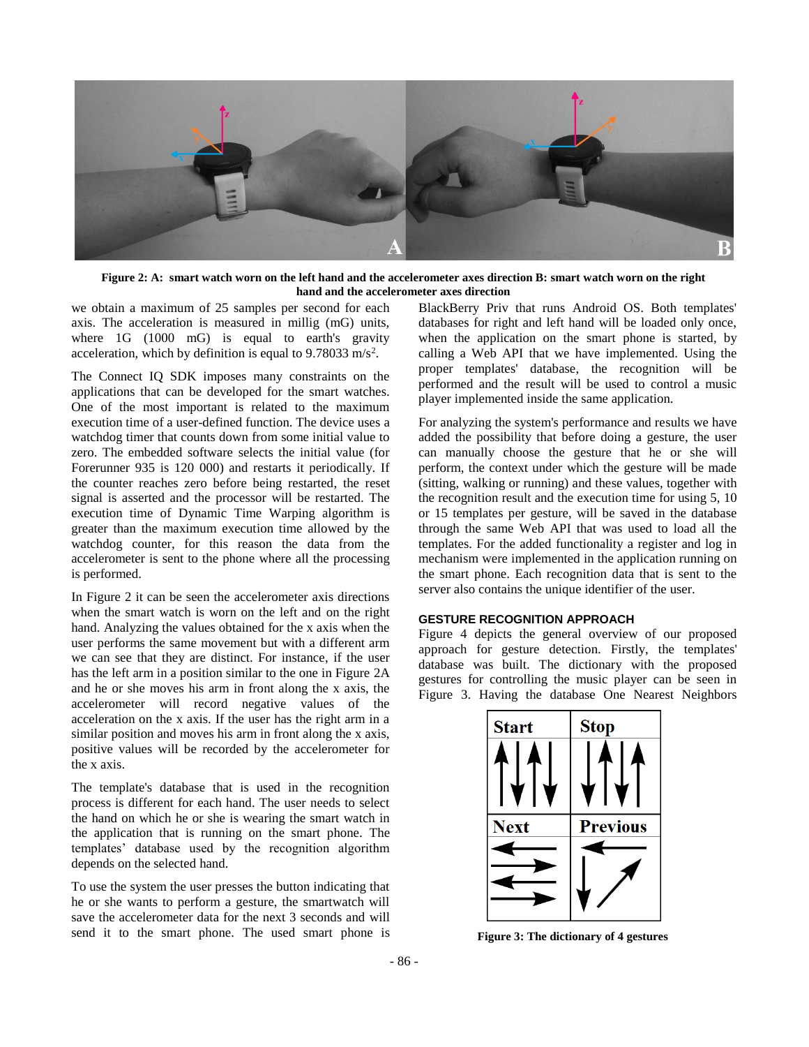Figure 2: A: smart watch worn on the left hand and the accelerometer axes direction B: smart watch worn on the right hand and the accelerometer axes direction

we obtain a maximum of 25 samples per second for each axis. The acceleration is measured in millig (mG) units, where 1G (1000 mG) is equal to earth's gravity acceleration, which by definition is equal to 9.78033 m/s$^2$.

The Connect IQ SDK imposes many constraints on the applications that can be developed for the smart watches. One of the most important is related to the maximum execution time of a user-defined function. The device uses a watchdog timer that counts down from some initial value to zero. The embedded software selects the initial value (for Forerunner 935 is 120 000) and restarts it periodically. If the counter reaches zero before being restarted, the reset signal is asserted and the processor will be restarted. The execution time of Dynamic Time Warping algorithm is greater than the maximum execution time allowed by the watchdog counter, for this reason the data from the accelerometer is sent to the phone where all the processing is performed.

In Figure 2 it can be seen the accelerometer axis directions when the smart watch is worn on the left and on the right hand. Analyzing the values obtained for the x axis when the user performs the same movement but with a different arm we can see that they are distinct. For instance, if the user has the left arm in a position similar to the one in Figure 2A and he or she moves his arm in front along the x axis, the accelerometer will record negative values of the acceleration on the x axis. If the user has the right arm in a similar position and moves his arm in front along the x axis, positive values will be recorded by the accelerometer for the x axis.

The template's database that is used in the recognition process is different for each hand. The user needs to select the hand on which he or she is wearing the smart watch in the application that is running on the smart phone. The templates' database used by the recognition algorithm depends on the selected hand.

To use the system the user presses the button indicating that he or she wants to perform a gesture, the smartwatch will save the accelerometer data for the next 3 seconds and will send it to the smart phone. The used smart phone is BlackBerry Priv that runs Android OS. Both templates' databases for right and left hand will be loaded only once, when the application on the smart phone is started, by calling a Web API that we have implemented. Using the proper templates' database, the recognition will be performed and the result will be used to control a music player implemented inside the same application.

For analyzing the system's performance and results we have added the possibility that before doing a gesture, the user can manually choose the gesture that he or she will perform, the context under which the gesture will be made (sitting, walking or running) and these values, together with the recognition result and the execution time for using 5, 10 or 15 templates per gesture, will be saved in the database through the same Web API that was used to load all the templates. For the added functionality a register and log in mechanism were implemented in the application running on the smart phone. Each recognition data that is sent to the server also contains the unique identifier of the user.

### GESTURE RECOGNITION APPROACH

Figure 4 depicts the general overview of our proposed approach for gesture detection. Firstly, the templates' database was built. The dictionary with the proposed gestures for controlling the music player can be seen in Figure 3. Having the database One Nearest Neighbors

Figure 3: The dictionary of 4 gestures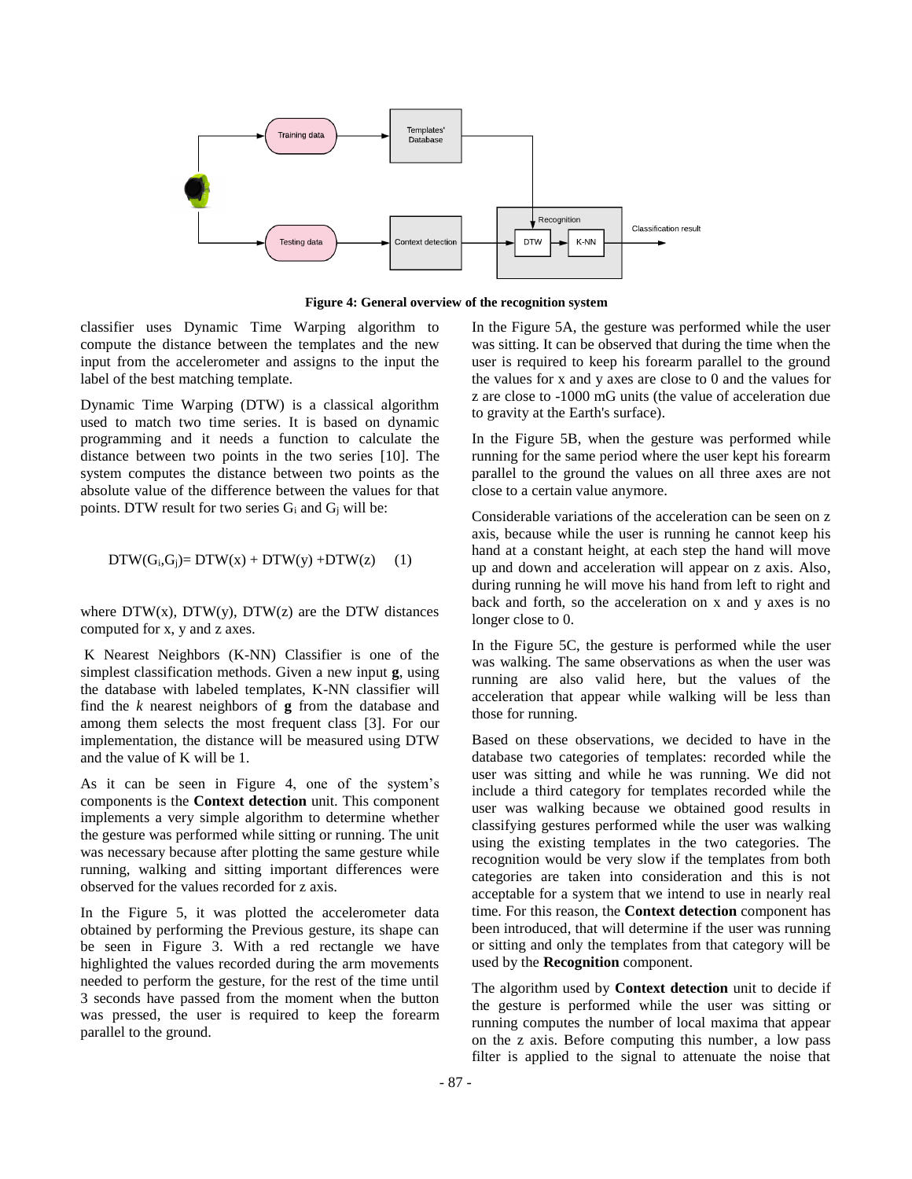**Figure 4: General overview of the recognition system**

classifier uses Dynamic Time Warping algorithm to compute the distance between the templates and the new input from the accelerometer and assigns to the input the label of the best matching template.

Dynamic Time Warping (DTW) is a classical algorithm used to match two time series. It is based on dynamic programming and it needs a function to calculate the distance between two points in the two series [10]. The system computes the distance between two points as the absolute value of the difference between the values for that points. DTW result for two series $G_i$ and $G_j$ will be:

$$DTW(G_i,G_j)= DTW(x) + DTW(y) +DTW(z) \quad (1)$$

where DTW(x), DTW(y), DTW(z) are the DTW distances computed for x, y and z axes.

K Nearest Neighbors (K-NN) Classifier is one of the simplest classification methods. Given a new input **g**, using the database with labeled templates, K-NN classifier will find the *k* nearest neighbors of **g** from the database and among them selects the most frequent class [3]. For our implementation, the distance will be measured using DTW and the value of K will be 1.

As it can be seen in Figure 4, one of the system's components is the **Context detection** unit. This component implements a very simple algorithm to determine whether the gesture was performed while sitting or running. The unit was necessary because after plotting the same gesture while running, walking and sitting important differences were observed for the values recorded for z axis.

In the Figure 5, it was plotted the accelerometer data obtained by performing the Previous gesture, its shape can be seen in Figure 3. With a red rectangle we have highlighted the values recorded during the arm movements needed to perform the gesture, for the rest of the time until 3 seconds have passed from the moment when the button was pressed, the user is required to keep the forearm parallel to the ground.

In the Figure 5A, the gesture was performed while the user was sitting. It can be observed that during the time when the user is required to keep his forearm parallel to the ground the values for x and y axes are close to 0 and the values for z are close to -1000 mG units (the value of acceleration due to gravity at the Earth's surface).

In the Figure 5B, when the gesture was performed while running for the same period where the user kept his forearm parallel to the ground the values on all three axes are not close to a certain value anymore.

Considerable variations of the acceleration can be seen on z axis, because while the user is running he cannot keep his hand at a constant height, at each step the hand will move up and down and acceleration will appear on z axis. Also, during running he will move his hand from left to right and back and forth, so the acceleration on x and y axes is no longer close to 0.

In the Figure 5C, the gesture is performed while the user was walking. The same observations as when the user was running are also valid here, but the values of the acceleration that appear while walking will be less than those for running.

Based on these observations, we decided to have in the database two categories of templates: recorded while the user was sitting and while he was running. We did not include a third category for templates recorded while the user was walking because we obtained good results in classifying gestures performed while the user was walking using the existing templates in the two categories. The recognition would be very slow if the templates from both categories are taken into consideration and this is not acceptable for a system that we intend to use in nearly real time. For this reason, the **Context detection** component has been introduced, that will determine if the user was running or sitting and only the templates from that category will be used by the **Recognition** component.

The algorithm used by **Context detection** unit to decide if the gesture is performed while the user was sitting or running computes the number of local maxima that appear on the z axis. Before computing this number, a low pass filter is applied to the signal to attenuate the noise that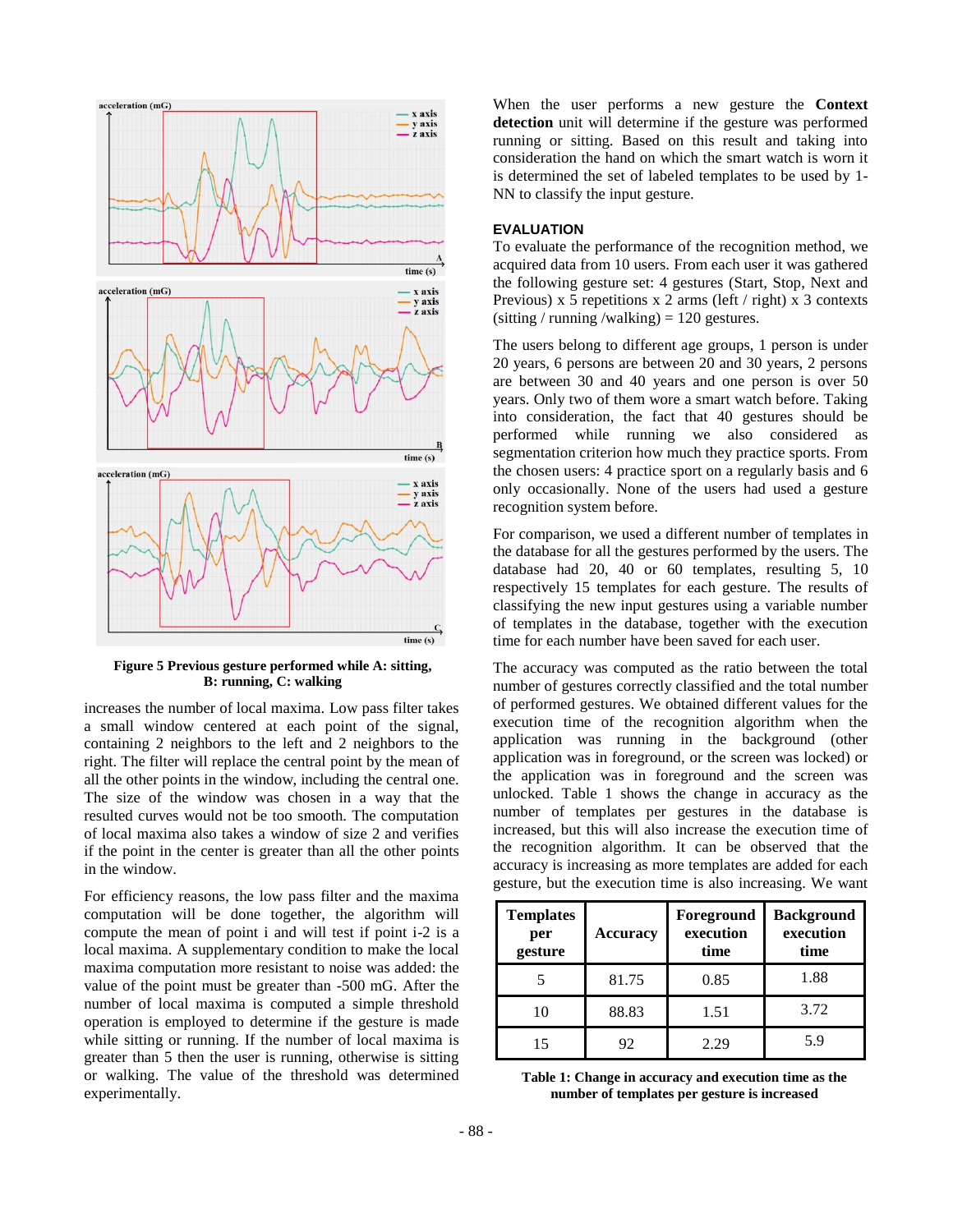Figure 5 Previous gesture performed while A: sitting, B: running, C: walking

increases the number of local maxima. Low pass filter takes a small window centered at each point of the signal, containing 2 neighbors to the left and 2 neighbors to the right. The filter will replace the central point by the mean of all the other points in the window, including the central one. The size of the window was chosen in a way that the resulted curves would not be too smooth. The computation of local maxima also takes a window of size 2 and verifies if the point in the center is greater than all the other points in the window.

For efficiency reasons, the low pass filter and the maxima computation will be done together, the algorithm will compute the mean of point i and will test if point i-2 is a local maxima. A supplementary condition to make the local maxima computation more resistant to noise was added: the value of the point must be greater than -500 mG. After the number of local maxima is computed a simple threshold operation is employed to determine if the gesture is made while sitting or running. If the number of local maxima is greater than 5 then the user is running, otherwise is sitting or walking. The value of the threshold was determined experimentally.

When the user performs a new gesture the **Context detection** unit will determine if the gesture was performed running or sitting. Based on this result and taking into consideration the hand on which the smart watch is worn it is determined the set of labeled templates to be used by 1-NN to classify the input gesture.

## EVALUATION

To evaluate the performance of the recognition method, we acquired data from 10 users. From each user it was gathered the following gesture set: 4 gestures (Start, Stop, Next and Previous) x 5 repetitions x 2 arms (left / right) x 3 contexts (sitting / running /walking) = 120 gestures.

The users belong to different age groups, 1 person is under 20 years, 6 persons are between 20 and 30 years, 2 persons are between 30 and 40 years and one person is over 50 years. Only two of them wore a smart watch before. Taking into consideration the fact that 40 gestures should be performed while running we also considered as segmentation criterion how much they practice sports. From the chosen users: 4 practice sport on a regularly basis and 6 only occasionally. None of the users had used a gesture recognition system before.

For comparison, we used a different number of templates in the database for all the gestures performed by the users. The database had 20, 40 or 60 templates, resulting 5, 10 respectively 15 templates for each gesture. The results of classifying the new input gestures using a variable number of templates in the database, together with the execution time for each number have been saved for each user.

The accuracy was computed as the ratio between the total number of gestures correctly classified and the total number of performed gestures. We obtained different values for the execution time of the recognition algorithm when the application was running in the background (other application was in foreground, or the screen was locked) or the application was in foreground and the screen was unlocked. Table 1 shows the change in accuracy as the number of templates per gestures in the database is increased, but this will also increase the execution time of the recognition algorithm. It can be observed that the accuracy is increasing as more templates are added for each gesture, but the execution time is also increasing. We want

| Templates per gesture | Accuracy | Foreground execution time | Background execution time |
|---|---|---|---|
| 5 | 81.75 | 0.85 | 1.88 |
| 10 | 88.83 | 1.51 | 3.72 |
| 15 | 92 | 2.29 | 5.9 |

Table 1: Change in accuracy and execution time as the number of templates per gesture is increased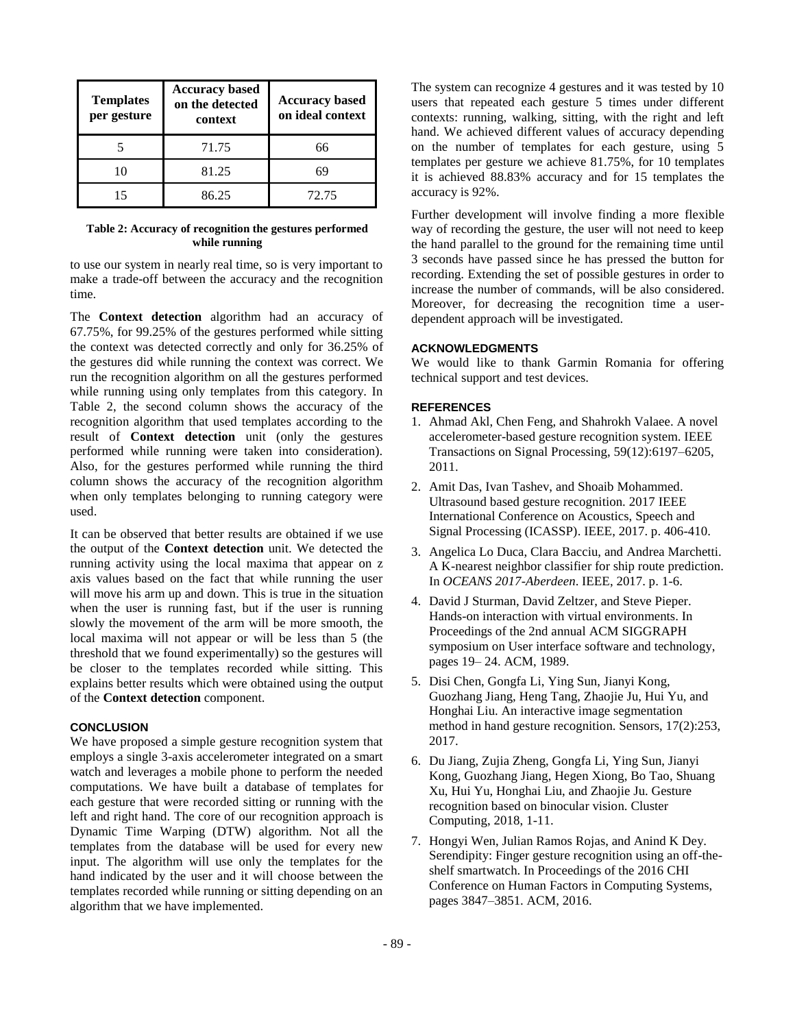| Templates per gesture | Accuracy based on the detected context | Accuracy based on ideal context |
|---|---|---|
| 5 | 71.75 | 66 |
| 10 | 81.25 | 69 |
| 15 | 86.25 | 72.75 |

**Table 2: Accuracy of recognition the gestures performed while running**

to use our system in nearly real time, so is very important to make a trade-off between the accuracy and the recognition time.

The **Context detection** algorithm had an accuracy of 67.75%, for 99.25% of the gestures performed while sitting the context was detected correctly and only for 36.25% of the gestures did while running the context was correct. We run the recognition algorithm on all the gestures performed while running using only templates from this category. In Table 2, the second column shows the accuracy of the recognition algorithm that used templates according to the result of **Context detection** unit (only the gestures performed while running were taken into consideration). Also, for the gestures performed while running the third column shows the accuracy of the recognition algorithm when only templates belonging to running category were used.

It can be observed that better results are obtained if we use the output of the **Context detection** unit. We detected the running activity using the local maxima that appear on z axis values based on the fact that while running the user will move his arm up and down. This is true in the situation when the user is running fast, but if the user is running slowly the movement of the arm will be more smooth, the local maxima will not appear or will be less than 5 (the threshold that we found experimentally) so the gestures will be closer to the templates recorded while sitting. This explains better results which were obtained using the output of the **Context detection** component.

## CONCLUSION

We have proposed a simple gesture recognition system that employs a single 3-axis accelerometer integrated on a smart watch and leverages a mobile phone to perform the needed computations. We have built a database of templates for each gesture that were recorded sitting or running with the left and right hand. The core of our recognition approach is Dynamic Time Warping (DTW) algorithm. Not all the templates from the database will be used for every new input. The algorithm will use only the templates for the hand indicated by the user and it will choose between the templates recorded while running or sitting depending on an algorithm that we have implemented.

The system can recognize 4 gestures and it was tested by 10 users that repeated each gesture 5 times under different contexts: running, walking, sitting, with the right and left hand. We achieved different values of accuracy depending on the number of templates for each gesture, using 5 templates per gesture we achieve 81.75%, for 10 templates it is achieved 88.83% accuracy and for 15 templates the accuracy is 92%.

Further development will involve finding a more flexible way of recording the gesture, the user will not need to keep the hand parallel to the ground for the remaining time until 3 seconds have passed since he has pressed the button for recording. Extending the set of possible gestures in order to increase the number of commands, will be also considered. Moreover, for decreasing the recognition time a user-dependent approach will be investigated.

## ACKNOWLEDGMENTS

We would like to thank Garmin Romania for offering technical support and test devices.

## REFERENCES

1. Ahmad Akl, Chen Feng, and Shahrokh Valaee. A novel accelerometer-based gesture recognition system. IEEE Transactions on Signal Processing, 59(12):6197–6205, 2011.
2. Amit Das, Ivan Tashev, and Shoaib Mohammed. Ultrasound based gesture recognition. 2017 IEEE International Conference on Acoustics, Speech and Signal Processing (ICASSP). IEEE, 2017. p. 406-410.
3. Angelica Lo Duca, Clara Bacciu, and Andrea Marchetti. A K-nearest neighbor classifier for ship route prediction. In *OCEANS 2017-Aberdeen*. IEEE, 2017. p. 1-6.
4. David J Sturman, David Zeltzer, and Steve Pieper. Hands-on interaction with virtual environments. In Proceedings of the 2nd annual ACM SIGGRAPH symposium on User interface software and technology, pages 19– 24. ACM, 1989.
5. Disi Chen, Gongfa Li, Ying Sun, Jianyi Kong, Guozhang Jiang, Heng Tang, Zhaojie Ju, Hui Yu, and Honghai Liu. An interactive image segmentation method in hand gesture recognition. Sensors, 17(2):253, 2017.
6. Du Jiang, Zujia Zheng, Gongfa Li, Ying Sun, Jianyi Kong, Guozhang Jiang, Hegen Xiong, Bo Tao, Shuang Xu, Hui Yu, Honghai Liu, and Zhaojie Ju. Gesture recognition based on binocular vision. Cluster Computing, 2018, 1-11.
7. Hongyi Wen, Julian Ramos Rojas, and Anind K Dey. Serendipity: Finger gesture recognition using an off-the-shelf smartwatch. In Proceedings of the 2016 CHI Conference on Human Factors in Computing Systems, pages 3847–3851. ACM, 2016.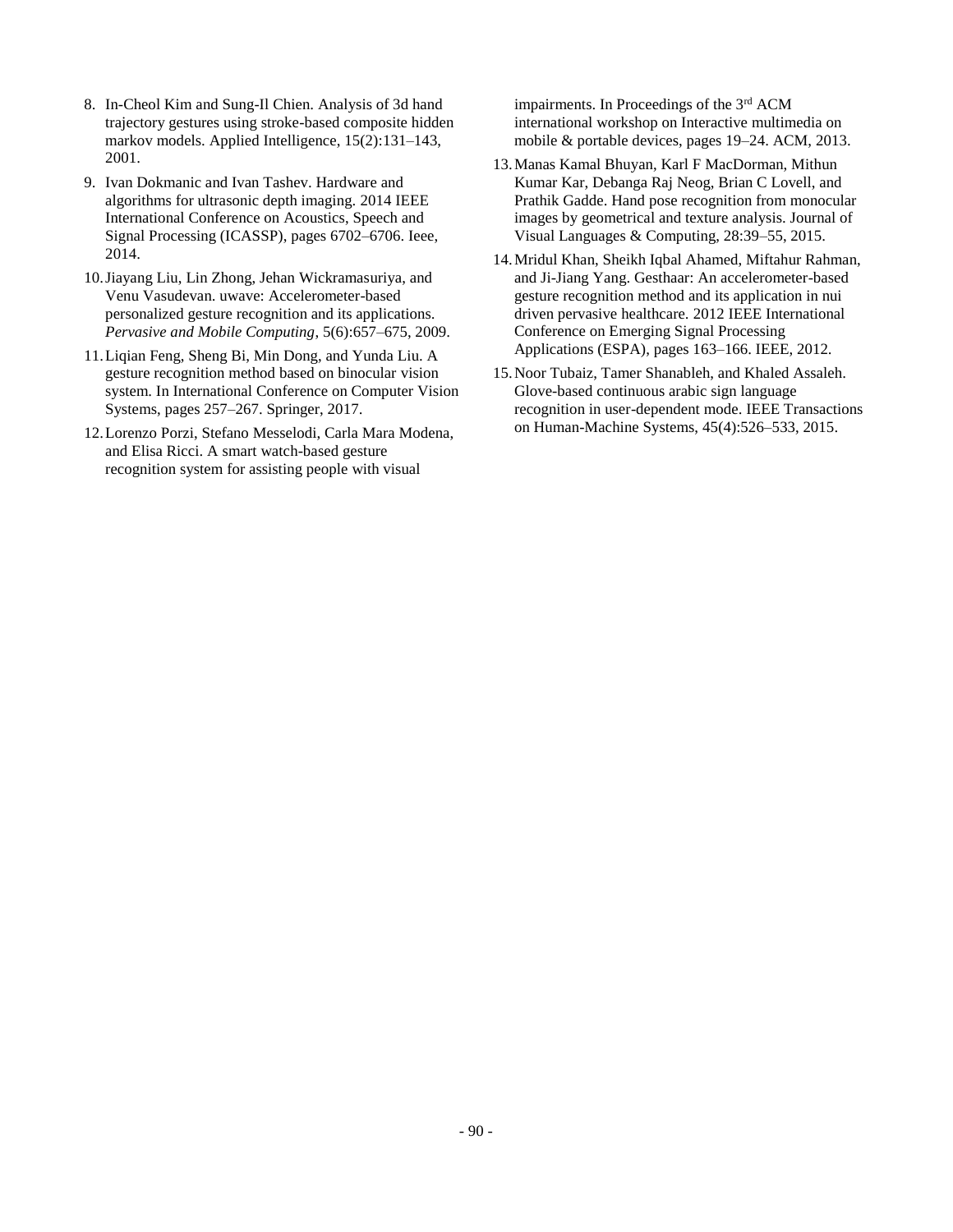8. In-Cheol Kim and Sung-Il Chien. Analysis of 3d hand trajectory gestures using stroke-based composite hidden markov models. Applied Intelligence, 15(2):131–143, 2001.
9. Ivan Dokmanic and Ivan Tashev. Hardware and algorithms for ultrasonic depth imaging. 2014 IEEE International Conference on Acoustics, Speech and Signal Processing (ICASSP), pages 6702–6706. Ieee, 2014.
10. Jiayang Liu, Lin Zhong, Jehan Wickramasuriya, and Venu Vasudevan. uwave: Accelerometer-based personalized gesture recognition and its applications. *Pervasive and Mobile Computing*, 5(6):657–675, 2009.
11. Liqian Feng, Sheng Bi, Min Dong, and Yunda Liu. A gesture recognition method based on binocular vision system. In International Conference on Computer Vision Systems, pages 257–267. Springer, 2017.
12. Lorenzo Porzi, Stefano Messelodi, Carla Mara Modena, and Elisa Ricci. A smart watch-based gesture recognition system for assisting people with visual impairments. In Proceedings of the 3rd ACM international workshop on Interactive multimedia on mobile & portable devices, pages 19–24. ACM, 2013.
13. Manas Kamal Bhuyan, Karl F MacDorman, Mithun Kumar Kar, Debanga Raj Neog, Brian C Lovell, and Prathik Gadde. Hand pose recognition from monocular images by geometrical and texture analysis. Journal of Visual Languages & Computing, 28:39–55, 2015.
14. Mridul Khan, Sheikh Iqbal Ahamed, Miftahur Rahman, and Ji-Jiang Yang. Gesthaar: An accelerometer-based gesture recognition method and its application in nui driven pervasive healthcare. 2012 IEEE International Conference on Emerging Signal Processing Applications (ESPA), pages 163–166. IEEE, 2012.
15. Noor Tubaiz, Tamer Shanableh, and Khaled Assaleh. Glove-based continuous arabic sign language recognition in user-dependent mode. IEEE Transactions on Human-Machine Systems, 45(4):526–533, 2015.